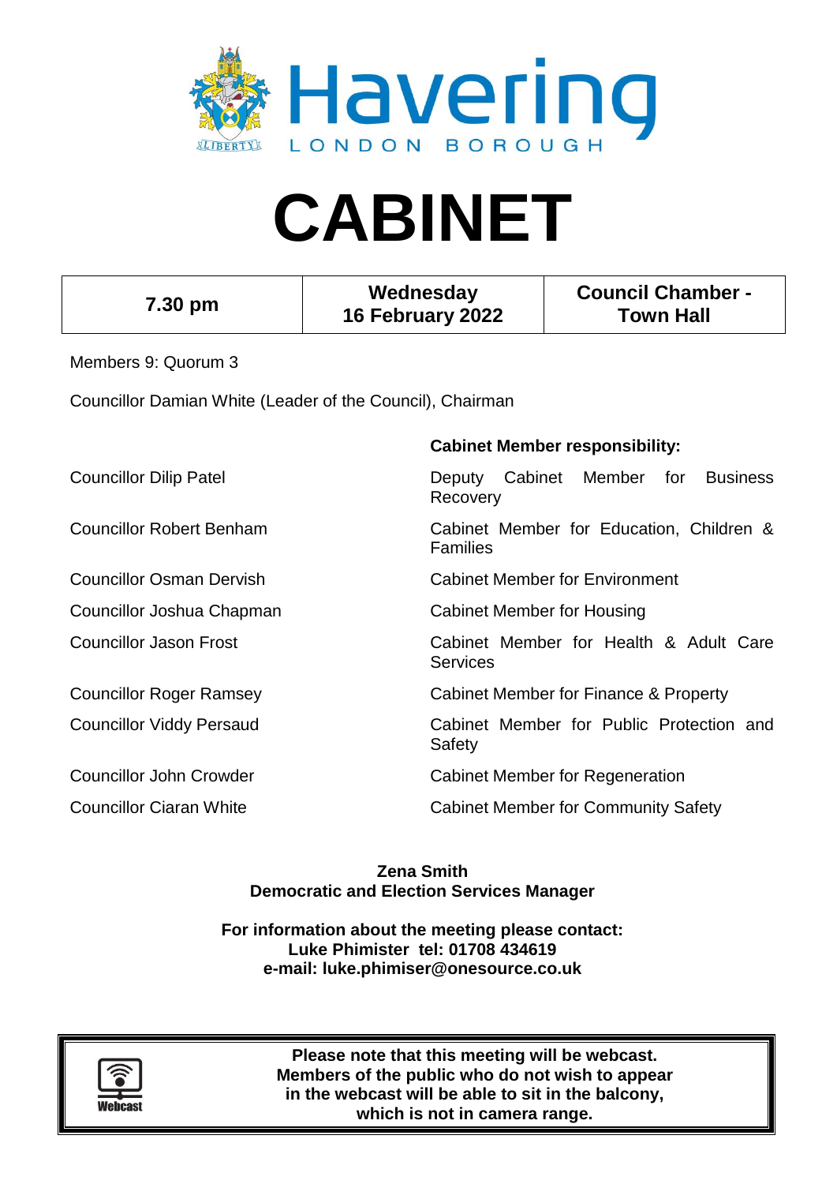Havering

LONDON BOROUGH

# CABINET

| 7.30 pm | Wednesday 16 February 2022 | Council Chamber - Town Hall |
|---|---|---|

Members 9: Quorum 3

Councillor Damian White (Leader of the Council), Chairman

| | **Cabinet Member responsibility:** |
|---|---|
| Councillor Dilip Patel | Deputy Cabinet Member for Business Recovery |
| Councillor Robert Benham | Cabinet Member for Education, Children & Families |
| Councillor Osman Dervish | Cabinet Member for Environment |
| Councillor Joshua Chapman | Cabinet Member for Housing |
| Councillor Jason Frost | Cabinet Member for Health & Adult Care Services |
| Councillor Roger Ramsey | Cabinet Member for Finance & Property |
| Councillor Viddy Persaud | Cabinet Member for Public Protection and Safety |
| Councillor John Crowder | Cabinet Member for Regeneration |
| Councillor Ciaran White | Cabinet Member for Community Safety |

**Zena Smith**
**Democratic and Election Services Manager**

**For information about the meeting please contact:**
**Luke Phimister tel: 01708 434619**
**e-mail: luke.phimiser@onesource.co.uk**

Webcast

**Please note that this meeting will be webcast. Members of the public who do not wish to appear in the webcast will be able to sit in the balcony, which is not in camera range.**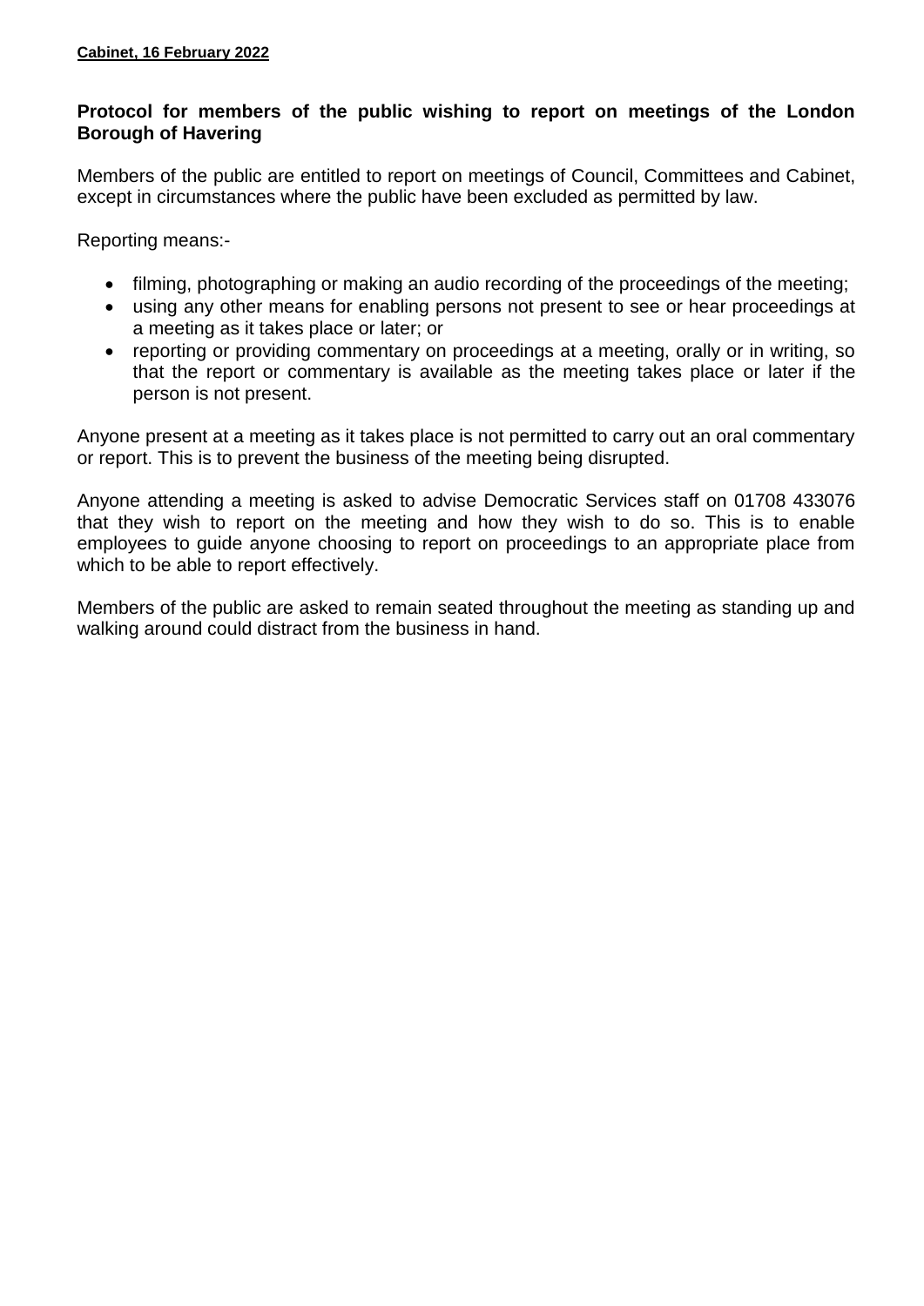**Cabinet, 16 February 2022**

**Protocol for members of the public wishing to report on meetings of the London Borough of Havering**

Members of the public are entitled to report on meetings of Council, Committees and Cabinet, except in circumstances where the public have been excluded as permitted by law.

Reporting means:-

- filming, photographing or making an audio recording of the proceedings of the meeting;
- using any other means for enabling persons not present to see or hear proceedings at a meeting as it takes place or later; or
- reporting or providing commentary on proceedings at a meeting, orally or in writing, so that the report or commentary is available as the meeting takes place or later if the person is not present.

Anyone present at a meeting as it takes place is not permitted to carry out an oral commentary or report. This is to prevent the business of the meeting being disrupted.

Anyone attending a meeting is asked to advise Democratic Services staff on 01708 433076 that they wish to report on the meeting and how they wish to do so. This is to enable employees to guide anyone choosing to report on proceedings to an appropriate place from which to be able to report effectively.

Members of the public are asked to remain seated throughout the meeting as standing up and walking around could distract from the business in hand.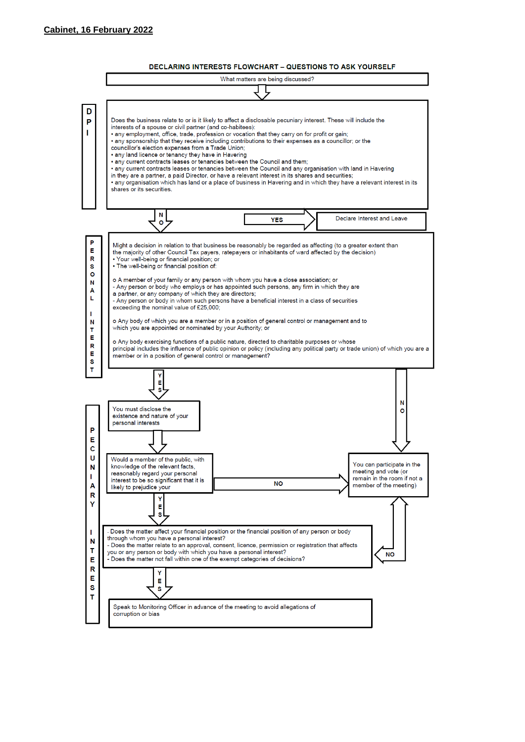**Cabinet, 16 February 2022**

**DECLARING INTERESTS FLOWCHART – QUESTIONS TO ASK YOURSELF**

What matters are being discussed?

**DPI**

Does the business relate to or is it likely to affect a disclosable pecuniary interest. These will include the interests of a spouse or civil partner (and co-habitees):

- any employment, office, trade, profession or vocation that they carry on for profit or gain;
- any sponsorship that they receive including contributions to their expenses as a councillor; or the councillor's election expenses from a Trade Union;
- any land licence or tenancy they have in Havering
- any current contracts leases or tenancies between the Council and them;
- any current contracts leases or tenancies between the Council and any organisation with land in Havering in they are a partner, a paid Director, or have a relevant interest in its shares and securities;
- any organisation which has land or a place of business in Havering and in which they have a relevant interest in its shares or its securities.

YES → Declare Interest and Leave

NO ↓

**PERSONAL INTEREST**

Might a decision in relation to that business be reasonably be regarded as affecting (to a greater extent than the majority of other Council Tax payers, ratepayers or inhabitants of ward affected by the decision)

- Your well-being or financial position; or
- The well-being or financial position of:

  - A member of your family or any person with whom you have a close association; or
    - Any person or body who employs or has appointed such persons, any firm in which they are a partner, or any company of which they are directors;
    - Any person or body in whom such persons have a beneficial interest in a class of securities exceeding the nominal value of £25,000;
  - Any body of which you are a member or in a position of general control or management and to which you are appointed or nominated by your Authority; or
  - Any body exercising functions of a public nature, directed to charitable purposes or whose principal includes the influence of public opinion or policy (including any political party or trade union) of which you are a member or in a position of general control or management?

NO → You can participate in the meeting and vote (or remain in the room if not a member of the meeting)

YES ↓

**PECUNIARY INTEREST**

You must disclose the existence and nature of your personal interests

↓

Would a member of the public, with knowledge of the relevant facts, reasonably regard your personal interest to be so significant that it is likely to prejudice your

NO → You can participate in the meeting and vote (or remain in the room if not a member of the meeting)

YES ↓

- Does the matter affect your financial position or the financial position of any person or body through whom you have a personal interest?
- Does the matter relate to an approval, consent, licence, permission or registration that affects you or any person or body with which you have a personal interest?
- Does the matter not fall within one of the exempt categories of decisions?

NO → You can participate in the meeting and vote (or remain in the room if not a member of the meeting)

YES ↓

Speak to Monitoring Officer in advance of the meeting to avoid allegations of corruption or bias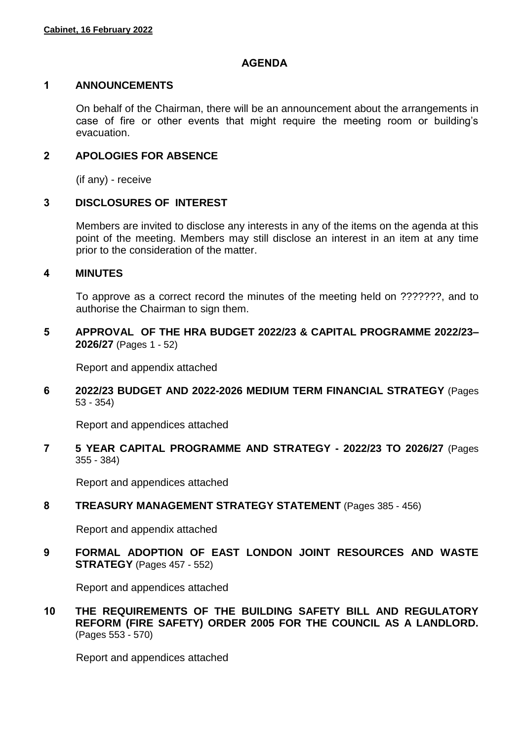**Cabinet, 16 February 2022**

# AGENDA

## 1 ANNOUNCEMENTS

On behalf of the Chairman, there will be an announcement about the arrangements in case of fire or other events that might require the meeting room or building's evacuation.

## 2 APOLOGIES FOR ABSENCE

(if any) - receive

## 3 DISCLOSURES OF INTEREST

Members are invited to disclose any interests in any of the items on the agenda at this point of the meeting. Members may still disclose an interest in an item at any time prior to the consideration of the matter.

## 4 MINUTES

To approve as a correct record the minutes of the meeting held on ???????, and to authorise the Chairman to sign them.

## 5 APPROVAL OF THE HRA BUDGET 2022/23 & CAPITAL PROGRAMME 2022/23– 2026/27 (Pages 1 - 52)

Report and appendix attached

## 6 2022/23 BUDGET AND 2022-2026 MEDIUM TERM FINANCIAL STRATEGY (Pages 53 - 354)

Report and appendices attached

## 7 5 YEAR CAPITAL PROGRAMME AND STRATEGY - 2022/23 TO 2026/27 (Pages 355 - 384)

Report and appendices attached

## 8 TREASURY MANAGEMENT STRATEGY STATEMENT (Pages 385 - 456)

Report and appendix attached

## 9 FORMAL ADOPTION OF EAST LONDON JOINT RESOURCES AND WASTE STRATEGY (Pages 457 - 552)

Report and appendices attached

## 10 THE REQUIREMENTS OF THE BUILDING SAFETY BILL AND REGULATORY REFORM (FIRE SAFETY) ORDER 2005 FOR THE COUNCIL AS A LANDLORD. (Pages 553 - 570)

Report and appendices attached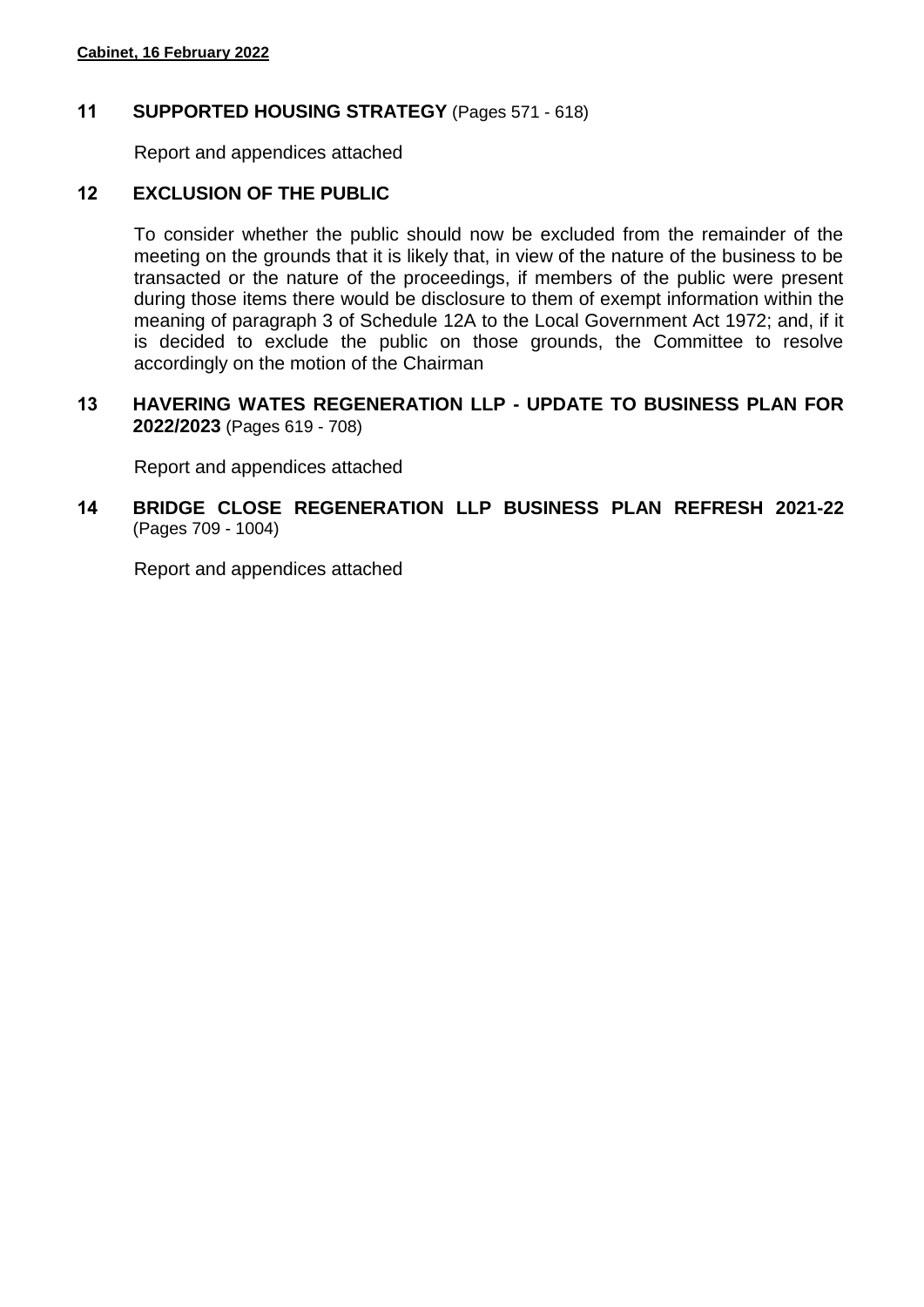## 11 SUPPORTED HOUSING STRATEGY (Pages 571 - 618)

Report and appendices attached

## 12 EXCLUSION OF THE PUBLIC

To consider whether the public should now be excluded from the remainder of the meeting on the grounds that it is likely that, in view of the nature of the business to be transacted or the nature of the proceedings, if members of the public were present during those items there would be disclosure to them of exempt information within the meaning of paragraph 3 of Schedule 12A to the Local Government Act 1972; and, if it is decided to exclude the public on those grounds, the Committee to resolve accordingly on the motion of the Chairman

## 13 HAVERING WATES REGENERATION LLP - UPDATE TO BUSINESS PLAN FOR 2022/2023 (Pages 619 - 708)

Report and appendices attached

## 14 BRIDGE CLOSE REGENERATION LLP BUSINESS PLAN REFRESH 2021-22 (Pages 709 - 1004)

Report and appendices attached